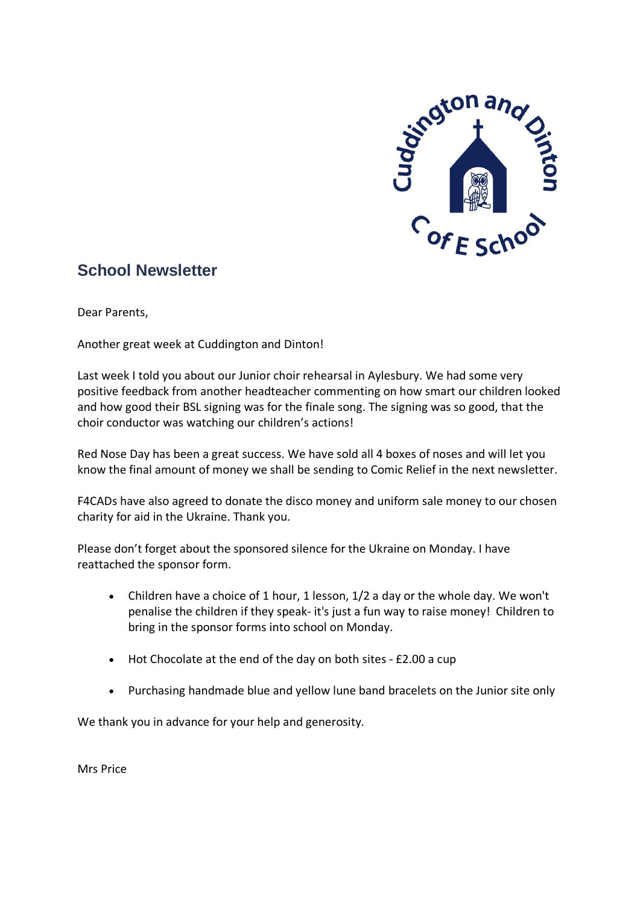## School Newsletter

Dear Parents,

Another great week at Cuddington and Dinton!

Last week I told you about our Junior choir rehearsal in Aylesbury. We had some very positive feedback from another headteacher commenting on how smart our children looked and how good their BSL signing was for the finale song. The signing was so good, that the choir conductor was watching our children's actions!

Red Nose Day has been a great success. We have sold all 4 boxes of noses and will let you know the final amount of money we shall be sending to Comic Relief in the next newsletter.

F4CADs have also agreed to donate the disco money and uniform sale money to our chosen charity for aid in the Ukraine. Thank you.

Please don't forget about the sponsored silence for the Ukraine on Monday. I have reattached the sponsor form.

- Children have a choice of 1 hour, 1 lesson, 1/2 a day or the whole day. We won't penalise the children if they speak- it's just a fun way to raise money! Children to bring in the sponsor forms into school on Monday.
- Hot Chocolate at the end of the day on both sites - £2.00 a cup
- Purchasing handmade blue and yellow lune band bracelets on the Junior site only

We thank you in advance for your help and generosity.

Mrs Price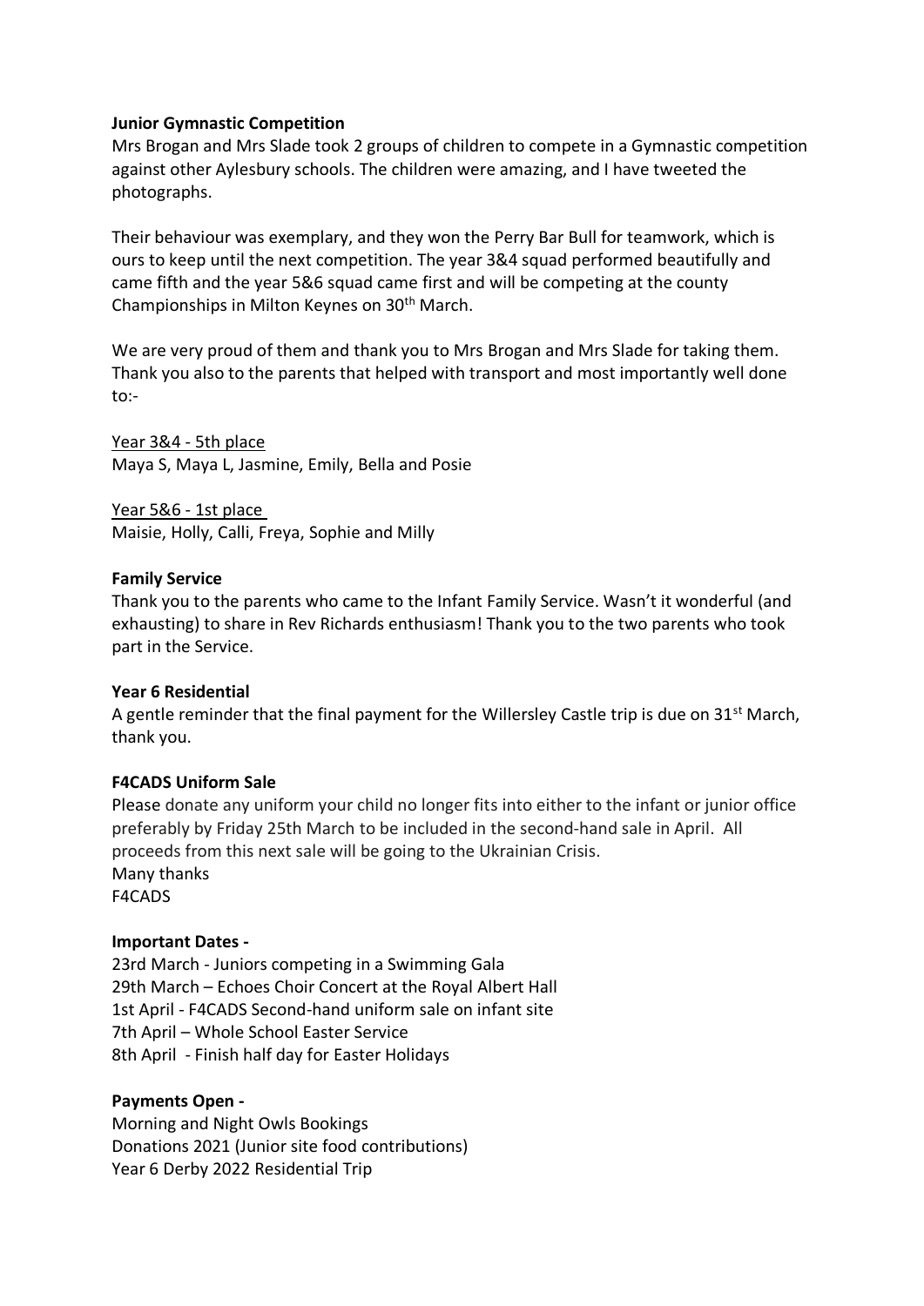**Junior Gymnastic Competition**

Mrs Brogan and Mrs Slade took 2 groups of children to compete in a Gymnastic competition against other Aylesbury schools. The children were amazing, and I have tweeted the photographs.

Their behaviour was exemplary, and they won the Perry Bar Bull for teamwork, which is ours to keep until the next competition. The year 3&4 squad performed beautifully and came fifth and the year 5&6 squad came first and will be competing at the county Championships in Milton Keynes on 30th March.

We are very proud of them and thank you to Mrs Brogan and Mrs Slade for taking them. Thank you also to the parents that helped with transport and most importantly well done to:-

Year 3&4 - 5th place
Maya S, Maya L, Jasmine, Emily, Bella and Posie

Year 5&6 - 1st place
Maisie, Holly, Calli, Freya, Sophie and Milly

**Family Service**

Thank you to the parents who came to the Infant Family Service. Wasn't it wonderful (and exhausting) to share in Rev Richards enthusiasm! Thank you to the two parents who took part in the Service.

**Year 6 Residential**

A gentle reminder that the final payment for the Willersley Castle trip is due on 31st March, thank you.

**F4CADS Uniform Sale**

Please donate any uniform your child no longer fits into either to the infant or junior office preferably by Friday 25th March to be included in the second-hand sale in April. All proceeds from this next sale will be going to the Ukrainian Crisis.
Many thanks
F4CADS

**Important Dates -**

23rd March - Juniors competing in a Swimming Gala
29th March – Echoes Choir Concert at the Royal Albert Hall
1st April - F4CADS Second-hand uniform sale on infant site
7th April – Whole School Easter Service
8th April - Finish half day for Easter Holidays

**Payments Open -**

Morning and Night Owls Bookings
Donations 2021 (Junior site food contributions)
Year 6 Derby 2022 Residential Trip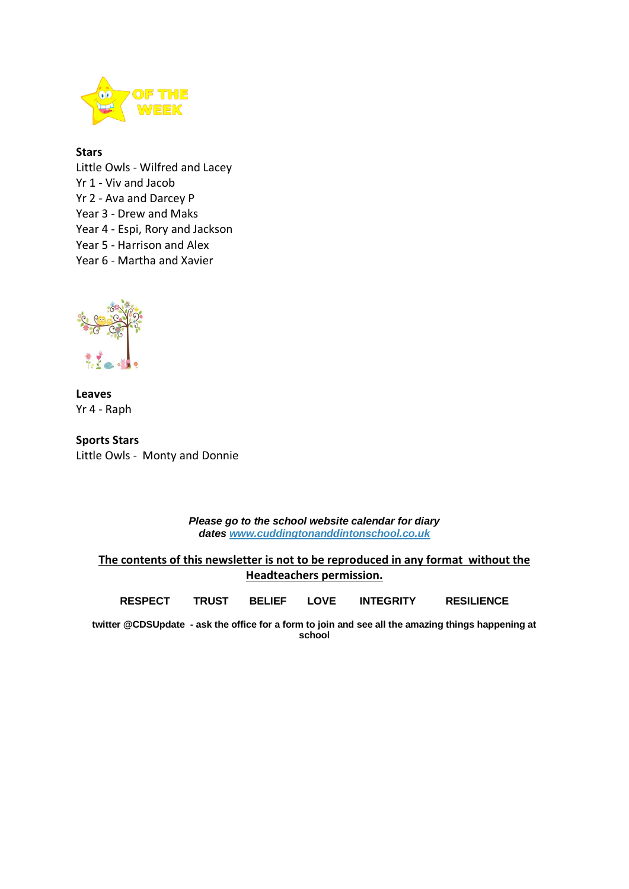OF THE WEEK

**Stars**
Little Owls - Wilfred and Lacey
Yr 1 - Viv and Jacob
Yr 2 - Ava and Darcey P
Year 3 - Drew and Maks
Year 4 - Espi, Rory and Jackson
Year 5 - Harrison and Alex
Year 6 - Martha and Xavier

**Leaves**
Yr 4 - Raph

**Sports Stars**
Little Owls - Monty and Donnie

***Please go to the school website calendar for diary dates [www.cuddingtonanddintonschool.co.uk](http://www.cuddingtonanddintonschool.co.uk)***

**<u>The contents of this newsletter is not to be reproduced in any format without the Headteachers permission.</u>**

**RESPECT TRUST BELIEF LOVE INTEGRITY RESILIENCE**

**twitter @CDSUpdate - ask the office for a form to join and see all the amazing things happening at school**